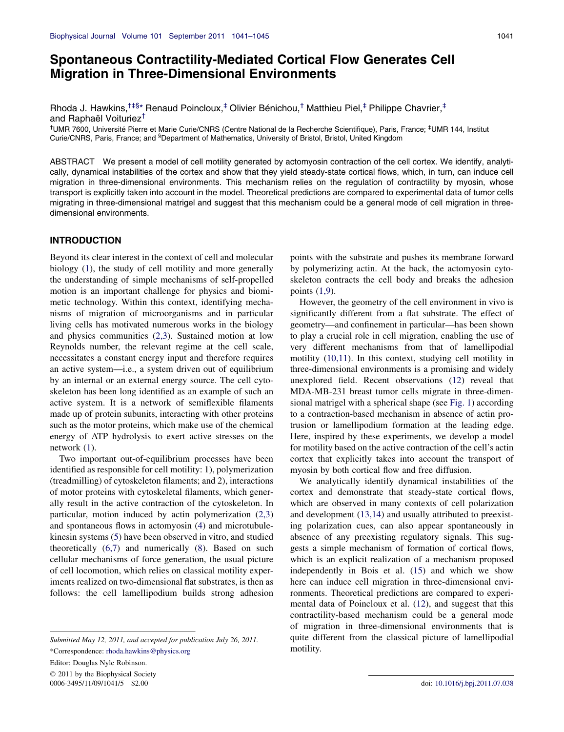# Spontaneous Contractility-Mediated Cortical Flow Generates Cell Migration in Three-Dimensional Environments

Rhoda J. Hawkins,[†‡§*] Renaud Poincloux,[‡] Olivier Bénichou,[†] Matthieu Piel,[‡] Philippe Chavrier,[‡] and Raphaël Voituriez[†]

[†]UMR 7600, Université Pierre et Marie Curie/CNRS (Centre National de la Recherche Scientifique), Paris, France; [‡]UMR 144, Institut Curie/CNRS, Paris, France; and [§]Department of Mathematics, University of Bristol, Bristol, United Kingdom

ABSTRACT We present a model of cell motility generated by actomyosin contraction of the cell cortex. We identify, analytically, dynamical instabilities of the cortex and show that they yield steady-state cortical flows, which, in turn, can induce cell migration in three-dimensional environments. This mechanism relies on the regulation of contractility by myosin, whose transport is explicitly taken into account in the model. Theoretical predictions are compared to experimental data of tumor cells migrating in three-dimensional matrigel and suggest that this mechanism could be a general mode of cell migration in three-dimensional environments.

## INTRODUCTION

Beyond its clear interest in the context of cell and molecular biology (1), the study of cell motility and more generally the understanding of simple mechanisms of self-propelled motion is an important challenge for physics and biomimetic technology. Within this context, identifying mechanisms of migration of microorganisms and in particular living cells has motivated numerous works in the biology and physics communities (2,3). Sustained motion at low Reynolds number, the relevant regime at the cell scale, necessitates a constant energy input and therefore requires an active system—i.e., a system driven out of equilibrium by an internal or an external energy source. The cell cytoskeleton has been long identified as an example of such an active system. It is a network of semiflexible filaments made up of protein subunits, interacting with other proteins such as the motor proteins, which make use of the chemical energy of ATP hydrolysis to exert active stresses on the network (1).

Two important out-of-equilibrium processes have been identified as responsible for cell motility: 1), polymerization (treadmilling) of cytoskeleton filaments; and 2), interactions of motor proteins with cytoskeletal filaments, which generally result in the active contraction of the cytoskeleton. In particular, motion induced by actin polymerization (2,3) and spontaneous flows in actomyosin (4) and microtubule-kinesin systems (5) have been observed in vitro, and studied theoretically (6,7) and numerically (8). Based on such cellular mechanisms of force generation, the usual picture of cell locomotion, which relies on classical motility experiments realized on two-dimensional flat substrates, is then as follows: the cell lamellipodium builds strong adhesion points with the substrate and pushes its membrane forward by polymerizing actin. At the back, the actomyosin cytoskeleton contracts the cell body and breaks the adhesion points (1,9).

However, the geometry of the cell environment in vivo is significantly different from a flat substrate. The effect of geometry—and confinement in particular—has been shown to play a crucial role in cell migration, enabling the use of very different mechanisms from that of lamellipodial motility (10,11). In this context, studying cell motility in three-dimensional environments is a promising and widely unexplored field. Recent observations (12) reveal that MDA-MB-231 breast tumor cells migrate in three-dimensional matrigel with a spherical shape (see Fig. 1) according to a contraction-based mechanism in absence of actin protrusion or lamellipodium formation at the leading edge. Here, inspired by these experiments, we develop a model for motility based on the active contraction of the cell's actin cortex that explicitly takes into account the transport of myosin by both cortical flow and free diffusion.

We analytically identify dynamical instabilities of the cortex and demonstrate that steady-state cortical flows, which are observed in many contexts of cell polarization and development (13,14) and usually attributed to preexisting polarization cues, can also appear spontaneously in absence of any preexisting regulatory signals. This suggests a simple mechanism of formation of cortical flows, which is an explicit realization of a mechanism proposed independently in Bois et al. (15) and which we show here can induce cell migration in three-dimensional environments. Theoretical predictions are compared to experimental data of Poincloux et al. (12), and suggest that this contractility-based mechanism could be a general mode of migration in three-dimensional environments that is quite different from the classical picture of lamellipodial motility.

Submitted May 12, 2011, and accepted for publication July 26, 2011.

*Correspondence: rhoda.hawkins@physics.org

Editor: Douglas Nyle Robinson.

© 2011 by the Biophysical Society
0006-3495/11/09/1041/5 $2.00

doi: 10.1016/j.bpj.2011.07.038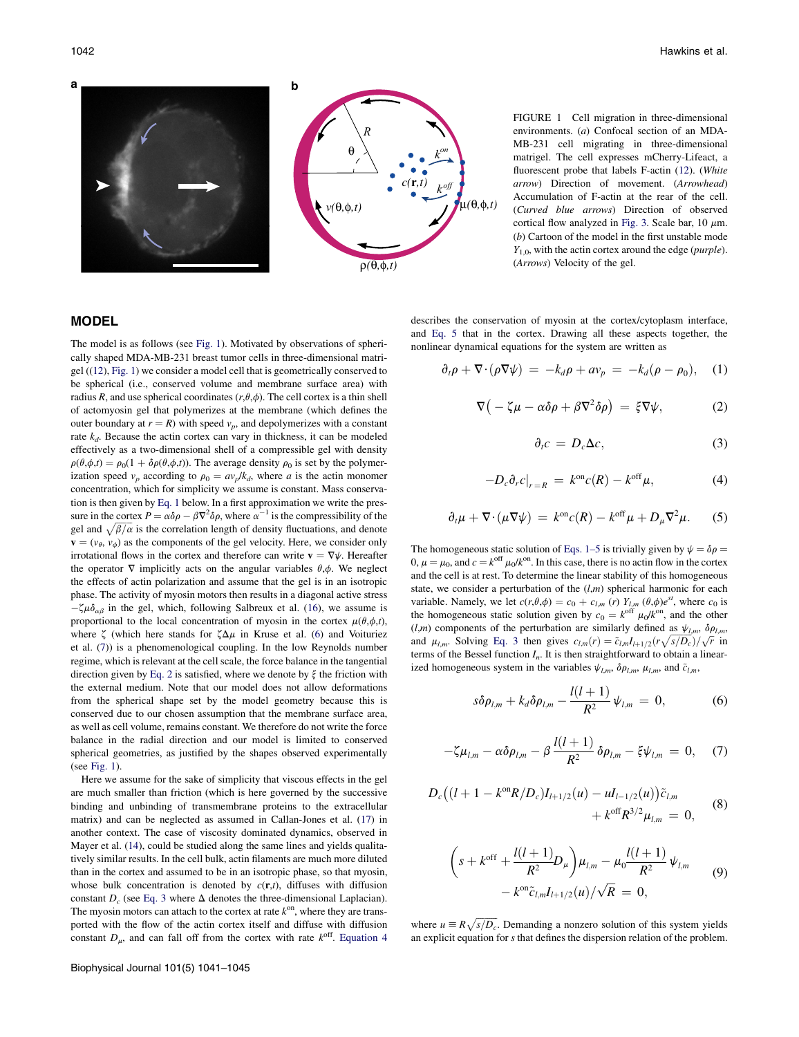FIGURE 1 Cell migration in three-dimensional environments. (*a*) Confocal section of an MDA-MB-231 cell migrating in three-dimensional matrigel. The cell expresses mCherry-Lifeact, a fluorescent probe that labels F-actin (12). (*White arrow*) Direction of movement. (*Arrowhead*) Accumulation of F-actin at the rear of the cell. (*Curved blue arrows*) Direction of observed cortical flow analyzed in Fig. 3. Scale bar, 10 $\mu$m. (*b*) Cartoon of the model in the first unstable mode $Y_{1,0}$, with the actin cortex around the edge (*purple*). (*Arrows*) Velocity of the gel.

## MODEL

The model is as follows (see Fig. 1). Motivated by observations of spherically shaped MDA-MB-231 breast tumor cells in three-dimensional matrigel ((12), Fig. 1) we consider a model cell that is geometrically conserved to be spherical (i.e., conserved volume and membrane surface area) with radius $R$, and use spherical coordinates $(r,\theta,\phi)$. The cell cortex is a thin shell of actomyosin gel that polymerizes at the membrane (which defines the outer boundary at $r = R$) with speed $v_p$, and depolymerizes with a constant rate $k_d$. Because the actin cortex can vary in thickness, it can be modeled effectively as a two-dimensional shell of a compressible gel with density $\rho(\theta,\phi,t) = \rho_0(1 + \delta\rho(\theta,\phi,t))$. The average density $\rho_0$ is set by the polymerization speed $v_p$ according to $\rho_0 = av_p/k_d$, where $a$ is the actin monomer concentration, which for simplicity we assume is constant. Mass conservation is then given by Eq. 1 below. In a first approximation we write the pressure in the cortex $P = \alpha\delta\rho - \beta\nabla^2\delta\rho$, where $\alpha^{-1}$ is the compressibility of the gel and $\sqrt{\beta/\alpha}$ is the correlation length of density fluctuations, and denote $\mathbf{v} = (v_\theta, v_\phi)$ as the components of the gel velocity. Here, we consider only irrotational flows in the cortex and therefore can write $\mathbf{v} = \nabla\psi$. Hereafter the operator $\nabla$ implicitly acts on the angular variables $\theta,\phi$. We neglect the effects of actin polarization and assume that the gel is in an isotropic phase. The activity of myosin motors then results in a diagonal active stress $-\zeta\mu\delta_{\alpha\beta}$ in the gel, which, following Salbreux et al. (16), we assume is proportional to the local concentration of myosin in the cortex $\mu(\theta,\phi,t)$, where $\zeta$ (which here stands for $\zeta\Delta\mu$ in Kruse et al. (6) and Voituriez et al. (7)) is a phenomenological coupling. In the low Reynolds number regime, which is relevant at the cell scale, the force balance in the tangential direction given by Eq. 2 is satisfied, where we denote by $\xi$ the friction with the external medium. Note that our model does not allow deformations from the spherical shape set by the model geometry because this is conserved due to our chosen assumption that the membrane surface area, as well as cell volume, remains constant. We therefore do not write the force balance in the radial direction and our model is limited to conserved spherical geometries, as justified by the shapes observed experimentally (see Fig. 1).

Here we assume for the sake of simplicity that viscous effects in the gel are much smaller than friction (which is here governed by the successive binding and unbinding of transmembrane proteins to the extracellular matrix) and can be neglected as assumed in Callan-Jones et al. (17) in another context. The case of viscosity dominated dynamics, observed in Mayer et al. (14), could be studied along the same lines and yields qualitatively similar results. In the cell bulk, actin filaments are much more diluted than in the cortex and assumed to be in an isotropic phase, so that myosin, whose bulk concentration is denoted by $c(\mathbf{r},t)$, diffuses with diffusion constant $D_c$ (see Eq. 3 where $\Delta$ denotes the three-dimensional Laplacian). The myosin motors can attach to the cortex at rate $k^{\text{on}}$, where they are transported with the flow of the actin cortex itself and diffuse with diffusion constant $D_\mu$, and can fall off from the cortex with rate $k^{\text{off}}$. Equation 4 describes the conservation of myosin at the cortex/cytoplasm interface, and Eq. 5 that in the cortex. Drawing all these aspects together, the nonlinear dynamical equations for the system are written as

$$\partial_t\rho + \nabla\cdot(\rho\nabla\psi) = -k_d\rho + av_p = -k_d(\rho - \rho_0), \tag{1}$$

$$\nabla\left(-\zeta\mu - \alpha\delta\rho + \beta\nabla^2\delta\rho\right) = \xi\nabla\psi, \tag{2}$$

$$\partial_t c = D_c\Delta c, \tag{3}$$

$$-D_c\partial_r c\big|_{r=R} = k^{\text{on}}c(R) - k^{\text{off}}\mu, \tag{4}$$

$$\partial_t\mu + \nabla\cdot(\mu\nabla\psi) = k^{\text{on}}c(R) - k^{\text{off}}\mu + D_\mu\nabla^2\mu. \tag{5}$$

The homogeneous static solution of Eqs. 1–5 is trivially given by $\psi = \delta\rho = 0$, $\mu = \mu_0$, and $c = k^{\text{off}}\mu_0/k^{\text{on}}$. In this case, there is no actin flow in the cortex and the cell is at rest. To determine the linear stability of this homogeneous state, we consider a perturbation of the $(l,m)$ spherical harmonic for each variable. Namely, we let $c(r,\theta,\phi) = c_0 + c_{l,m}(r)\,Y_{l,m}(\theta,\phi)e^{st}$, where $c_0$ is the homogeneous static solution given by $c_0 = k^{\text{off}}\mu_0/k^{\text{on}}$, and the other $(l,m)$ components of the perturbation are similarly defined as $\psi_{l,m}$, $\delta\rho_{l,m}$, and $\mu_{l,m}$. Solving Eq. 3 then gives $c_{l,m}(r) = \tilde{c}_{l,m}I_{l+1/2}(r\sqrt{s/D_c})/\sqrt{r}$ in terms of the Bessel function $I_n$. It is then straightforward to obtain a linearized homogeneous system in the variables $\psi_{l,m}$, $\delta\rho_{l,m}$, $\mu_{l,m}$, and $\tilde{c}_{l,m}$,

$$s\delta\rho_{l,m} + k_d\delta\rho_{l,m} - \frac{l(l+1)}{R^2}\psi_{l,m} = 0, \tag{6}$$

$$-\zeta\mu_{l,m} - \alpha\delta\rho_{l,m} - \beta\frac{l(l+1)}{R^2}\delta\rho_{l,m} - \xi\psi_{l,m} = 0, \tag{7}$$

$$\begin{aligned} D_c\left(\left(l + 1 - k^{\text{on}}R/D_c\right)I_{l+1/2}(u) - uI_{l-1/2}(u)\right)\tilde{c}_{l,m} \\ + k^{\text{off}}R^{3/2}\mu_{l,m} = 0, \end{aligned} \tag{8}$$

$$\begin{aligned} \left(s + k^{\text{off}} + \frac{l(l+1)}{R^2}D_\mu\right)\mu_{l,m} - \mu_0\frac{l(l+1)}{R^2}\psi_{l,m} \\ - k^{\text{on}}\tilde{c}_{l,m}I_{l+1/2}(u)/\sqrt{R} = 0, \end{aligned} \tag{9}$$

where $u \equiv R\sqrt{s/D_c}$. Demanding a nonzero solution of this system yields an explicit equation for $s$ that defines the dispersion relation of the problem.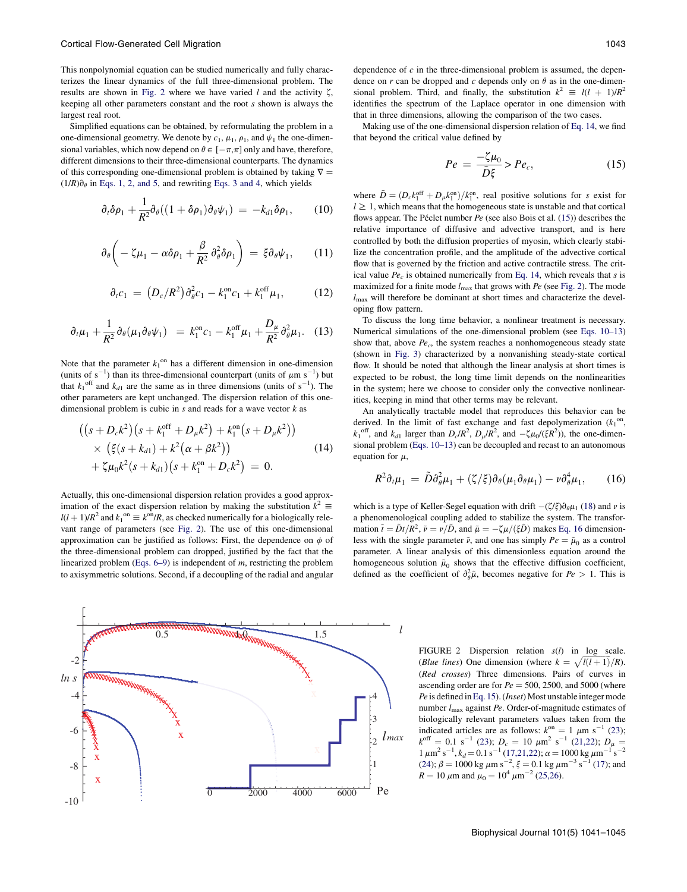This nonpolynomial equation can be studied numerically and fully characterizes the linear dynamics of the full three-dimensional problem. The results are shown in Fig. 2 where we have varied $l$ and the activity $\zeta$, keeping all other parameters constant and the root $s$ shown is always the largest real root.

Simplified equations can be obtained, by reformulating the problem in a one-dimensional geometry. We denote by $c_1$, $\mu_1$, $\rho_1$, and $\psi_1$ the one-dimensional variables, which now depend on $\theta \in [-\pi,\pi]$ only and have, therefore, different dimensions to their three-dimensional counterparts. The dynamics of this corresponding one-dimensional problem is obtained by taking $\nabla = (1/R)\partial_\theta$ in Eqs. 1, 2, and 5, and rewriting Eqs. 3 and 4, which yields

$$\partial_t \delta\rho_1 + \frac{1}{R^2}\partial_\theta\big((1+\delta\rho_1)\partial_\theta\psi_1\big) = -k_{d1}\delta\rho_1, \tag{10}$$

$$\partial_\theta\left(-\zeta\mu_1 - \alpha\delta\rho_1 + \frac{\beta}{R^2}\partial_\theta^2\delta\rho_1\right) = \xi\partial_\theta\psi_1, \tag{11}$$

$$\partial_t c_1 = \left(D_c/R^2\right)\partial_\theta^2 c_1 - k_1^{\mathrm{on}} c_1 + k_1^{\mathrm{off}}\mu_1, \tag{12}$$

$$\partial_t\mu_1 + \frac{1}{R^2}\partial_\theta(\mu_1\partial_\theta\psi_1) = k_1^{\mathrm{on}} c_1 - k_1^{\mathrm{off}}\mu_1 + \frac{D_\mu}{R^2}\partial_\theta^2\mu_1. \tag{13}$$

Note that the parameter $k_1^{\mathrm{on}}$ has a different dimension in one-dimension (units of $\mathrm{s}^{-1}$) than its three-dimensional counterpart (units of $\mu\mathrm{m\ s}^{-1}$) but that $k_1^{\mathrm{off}}$ and $k_{d1}$ are the same as in three dimensions (units of $\mathrm{s}^{-1}$). The other parameters are kept unchanged. The dispersion relation of this one-dimensional problem is cubic in $s$ and reads for a wave vector $k$ as

$$\begin{aligned}&\left(\left(s + D_c k^2\right)\left(s + k_1^{\mathrm{off}} + D_\mu k^2\right) + k_1^{\mathrm{on}}\left(s + D_\mu k^2\right)\right)\\ &\quad\times\left(\xi(s + k_{d1}) + k^2\left(\alpha + \beta k^2\right)\right)\\ &\quad+ \zeta\mu_0 k^2 (s + k_{d1})\left(s + k_1^{\mathrm{on}} + D_c k^2\right) = 0.\end{aligned} \tag{14}$$

Actually, this one-dimensional dispersion relation provides a good approximation of the exact dispersion relation by making the substitution $k^2 \equiv l(l+1)/R^2$ and $k_1^{\mathrm{on}} \equiv k^{\mathrm{on}}/R$, as checked numerically for a biologically relevant range of parameters (see Fig. 2). The use of this one-dimensional approximation can be justified as follows: First, the dependence on $\phi$ of the three-dimensional problem can dropped, justified by the fact that the linearized problem (Eqs. 6–9) is independent of $m$, restricting the problem to axisymmetric solutions. Second, if a decoupling of the radial and angular dependence of $c$ in the three-dimensional problem is assumed, the dependence on $r$ can be dropped and $c$ depends only on $\theta$ as in the one-dimensional problem. Third, and finally, the substitution $k^2 \equiv l(l+1)/R^2$ identifies the spectrum of the Laplace operator in one dimension with that in three dimensions, allowing the comparison of the two cases.

Making use of the one-dimensional dispersion relation of Eq. 14, we find that beyond the critical value defined by

$$Pe = \frac{-\zeta\mu_0}{\tilde{D}\xi} > Pe_c, \tag{15}$$

where $\tilde{D} = (D_c k_1^{\mathrm{off}} + D_\mu k_1^{\mathrm{on}})/k_1^{\mathrm{on}}$, real positive solutions for $s$ exist for $l \geq 1$, which means that the homogeneous state is unstable and that cortical flows appear. The Péclet number $Pe$ (see also Bois et al. (15)) describes the relative importance of diffusive and advective transport, and is here controlled by both the diffusion properties of myosin, which clearly stabilize the concentration profile, and the amplitude of the advective cortical flow that is governed by the friction and active contractile stress. The critical value $Pe_c$ is obtained numerically from Eq. 14, which reveals that $s$ is maximized for a finite mode $l_{\max}$ that grows with $Pe$ (see Fig. 2). The mode $l_{\max}$ will therefore be dominant at short times and characterize the developing flow pattern.

To discuss the long time behavior, a nonlinear treatment is necessary. Numerical simulations of the one-dimensional problem (see Eqs. 10–13) show that, above $Pe_c$, the system reaches a nonhomogeneous steady state (shown in Fig. 3) characterized by a nonvanishing steady-state cortical flow. It should be noted that although the linear analysis at short times is expected to be robust, the long time limit depends on the nonlinearities in the system; here we choose to consider only the convective nonlinearities, keeping in mind that other terms may be relevant.

An analytically tractable model that reproduces this behavior can be derived. In the limit of fast exchange and fast depolymerization ($k_1^{\mathrm{on}}$, $k_1^{\mathrm{off}}$, and $k_{d1}$ larger than $D_c/R^2$, $D_\mu/R^2$, and $-\zeta\mu_0/(\xi R^2)$), the one-dimensional problem (Eqs. 10–13) can be decoupled and recast to an autonomous equation for $\mu$,

$$R^2\partial_t\mu_1 = \tilde{D}\partial_\theta^2\mu_1 + (\zeta/\xi)\partial_\theta(\mu_1\partial_\theta\mu_1) - \nu\partial_\theta^4\mu_1, \tag{16}$$

which is a type of Keller-Segel equation with drift $-(\zeta/\xi)\partial_\theta\mu_1$ (18) and $\nu$ is a phenomenological coupling added to stabilize the system. The transformation $\bar{t} = \tilde{D}t/R^2$, $\bar{\nu} = \nu/\tilde{D}$, and $\bar{\mu} = -\zeta\mu/(\xi\tilde{D})$ makes Eq. 16 dimensionless with the single parameter $\bar{\nu}$, and one has simply $Pe = \bar{\mu}_0$ as a control parameter. A linear analysis of this dimensionless equation around the homogeneous solution $\bar{\mu}_0$ shows that the effective diffusion coefficient, defined as the coefficient of $\partial_\theta^2\bar{\mu}$, becomes negative for $Pe > 1$. This is

FIGURE 2 Dispersion relation $s(l)$ in log scale. (*Blue lines*) One dimension (where $k = \sqrt{l(l+1)}/R$). (*Red crosses*) Three dimensions. Pairs of curves in ascending order are for $Pe = 500$, 2500, and 5000 (where $Pe$ is defined in Eq. 15). (*Inset*) Most unstable integer mode number $l_{max}$ against $Pe$. Order-of-magnitude estimates of biologically relevant parameters values taken from the indicated articles are as follows: $k^{\mathrm{on}} = 1\ \mu\mathrm{m\ s}^{-1}$ (23); $k^{\mathrm{off}} = 0.1\ \mathrm{s}^{-1}$ (23); $D_c = 10\ \mu\mathrm{m}^2\ \mathrm{s}^{-1}$ (21,22); $D_\mu = 1\ \mu\mathrm{m}^2\ \mathrm{s}^{-1}$, $k_d = 0.1\ \mathrm{s}^{-1}$ (17,21,22); $\alpha = 1000\ \mathrm{kg}\ \mu\mathrm{m}^{-1}\ \mathrm{s}^{-2}$ (24); $\beta = 1000\ \mathrm{kg}\ \mu\mathrm{m\ s}^{-2}$, $\xi = 0.1\ \mathrm{kg}\ \mu\mathrm{m}^{-3}\ \mathrm{s}^{-1}$ (17); and $R = 10\ \mu\mathrm{m}$ and $\mu_0 = 10^4\ \mu\mathrm{m}^{-2}$ (25,26).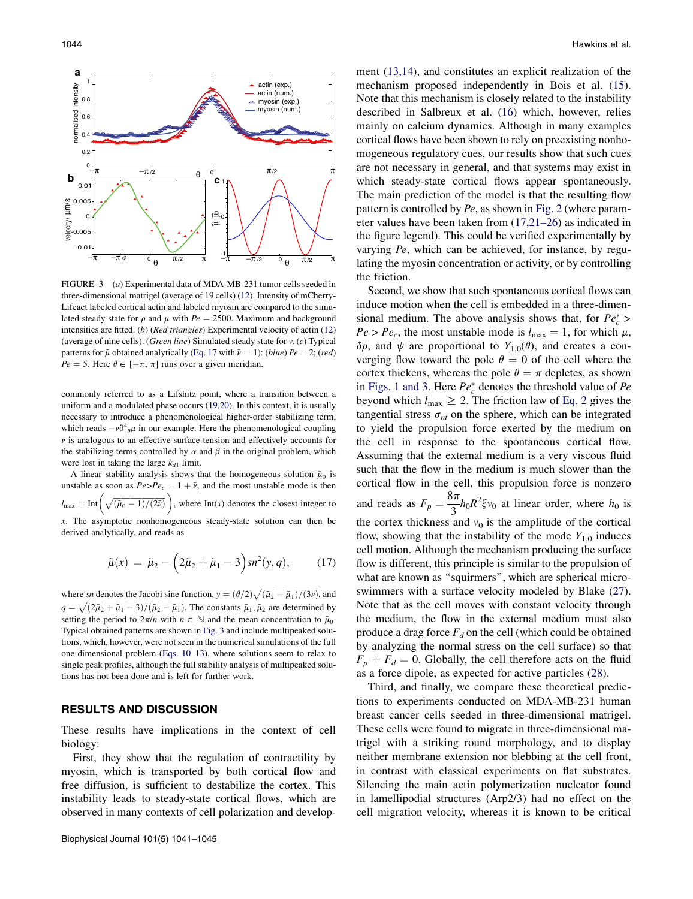FIGURE 3 (a) Experimental data of MDA-MB-231 tumor cells seeded in three-dimensional matrigel (average of 19 cells) (12). Intensity of mCherry-Lifeact labeled cortical actin and labeled myosin are compared to the simulated steady state for $\rho$ and $\mu$ with $Pe = 2500$. Maximum and background intensities are fitted. (b) (Red triangles) Experimental velocity of actin (12) (average of nine cells). (Green line) Simulated steady state for $v$. (c) Typical patterns for $\tilde{\mu}$ obtained analytically (Eq. 17 with $\tilde{\nu} = 1$): (blue) $Pe = 2$; (red) $Pe = 5$. Here $\theta \in [-\pi, \pi]$ runs over a given meridian.

commonly referred to as a Lifshitz point, where a transition between a uniform and a modulated phase occurs (19,20). In this context, it is usually necessary to introduce a phenomenological higher-order stabilizing term, which reads $-\nu\partial^4_{\theta}\mu$ in our example. Here the phenomenological coupling $\nu$ is analogous to an effective surface tension and effectively accounts for the stabilizing terms controlled by $\alpha$ and $\beta$ in the original problem, which were lost in taking the large $k_{d1}$ limit.

A linear stability analysis shows that the homogeneous solution $\tilde{\mu}_0$ is unstable as soon as $Pe > Pe_c = 1 + \tilde{\nu}$, and the most unstable mode is then $l_{\max} = \mathrm{Int}\left(\sqrt{(\tilde{\mu}_0 - 1)/(2\tilde{\nu})}\right)$, where Int($x$) denotes the closest integer to $x$. The asymptotic nonhomogeneous steady-state solution can then be derived analytically, and reads as

$$\tilde{\mu}(x) = \tilde{\mu}_2 - \left(2\tilde{\mu}_2 + \tilde{\mu}_1 - 3\right)sn^2(y, q), \tag{17}$$

where $sn$ denotes the Jacobi sine function, $y = (\theta/2)\sqrt{(\tilde{\mu}_2 - \tilde{\mu}_1)/(3\nu)}$, and $q = \sqrt{(2\tilde{\mu}_2 + \tilde{\mu}_1 - 3)/(\tilde{\mu}_2 - \tilde{\mu}_1)}$. The constants $\tilde{\mu}_1, \tilde{\mu}_2$ are determined by setting the period to $2\pi/n$ with $n \in \mathbb{N}$ and the mean concentration to $\tilde{\mu}_0$. Typical obtained patterns are shown in Fig. 3 and include multipeaked solutions, which, however, were not seen in the numerical simulations of the full one-dimensional problem (Eqs. 10–13), where solutions seem to relax to single peak profiles, although the full stability analysis of multipeaked solutions has not been done and is left for further work.

## RESULTS AND DISCUSSION

These results have implications in the context of cell biology:

First, they show that the regulation of contractility by myosin, which is transported by both cortical flow and free diffusion, is sufficient to destabilize the cortex. This instability leads to steady-state cortical flows, which are observed in many contexts of cell polarization and development (13,14), and constitutes an explicit realization of the mechanism proposed independently in Bois et al. (15). Note that this mechanism is closely related to the instability described in Salbreux et al. (16) which, however, relies mainly on calcium dynamics. Although in many examples cortical flows have been shown to rely on preexisting nonhomogeneous regulatory cues, our results show that such cues are not necessary in general, and that systems may exist in which steady-state cortical flows appear spontaneously. The main prediction of the model is that the resulting flow pattern is controlled by $Pe$, as shown in Fig. 2 (where parameter values have been taken from (17,21–26) as indicated in the figure legend). This could be verified experimentally by varying $Pe$, which can be achieved, for instance, by regulating the myosin concentration or activity, or by controlling the friction.

Second, we show that such spontaneous cortical flows can induce motion when the cell is embedded in a three-dimensional medium. The above analysis shows that, for $Pe^*_c > Pe > Pe_c$, the most unstable mode is $l_{\max} = 1$, for which $\mu$, $\delta\rho$, and $\psi$ are proportional to $Y_{1,0}(\theta)$, and creates a converging flow toward the pole $\theta = 0$ of the cell where the cortex thickens, whereas the pole $\theta = \pi$ depletes, as shown in Figs. 1 and 3. Here $Pe^*_c$ denotes the threshold value of $Pe$ beyond which $l_{\max} \geq 2$. The friction law of Eq. 2 gives the tangential stress $\sigma_{nt}$ on the sphere, which can be integrated to yield the propulsion force exerted by the medium on the cell in response to the spontaneous cortical flow. Assuming that the external medium is a very viscous fluid such that the flow in the medium is much slower than the cortical flow in the cell, this propulsion force is nonzero and reads as $F_p = \frac{8\pi}{3}h_0 R^2 \xi v_0$ at linear order, where $h_0$ is the cortex thickness and $v_0$ is the amplitude of the cortical flow, showing that the instability of the mode $Y_{1,0}$ induces cell motion. Although the mechanism producing the surface flow is different, this principle is similar to the propulsion of what are known as "squirmers", which are spherical microswimmers with a surface velocity modeled by Blake (27). Note that as the cell moves with constant velocity through the medium, the flow in the external medium must also produce a drag force $F_d$ on the cell (which could be obtained by analyzing the normal stress on the cell surface) so that $F_p + F_d = 0$. Globally, the cell therefore acts on the fluid as a force dipole, as expected for active particles (28).

Third, and finally, we compare these theoretical predictions to experiments conducted on MDA-MB-231 human breast cancer cells seeded in three-dimensional matrigel. These cells were found to migrate in three-dimensional matrigel with a striking round morphology, and to display neither membrane extension nor blebbing at the cell front, in contrast with classical experiments on flat substrates. Silencing the main actin polymerization nucleator found in lamellipodial structures (Arp2/3) had no effect on the cell migration velocity, whereas it is known to be critical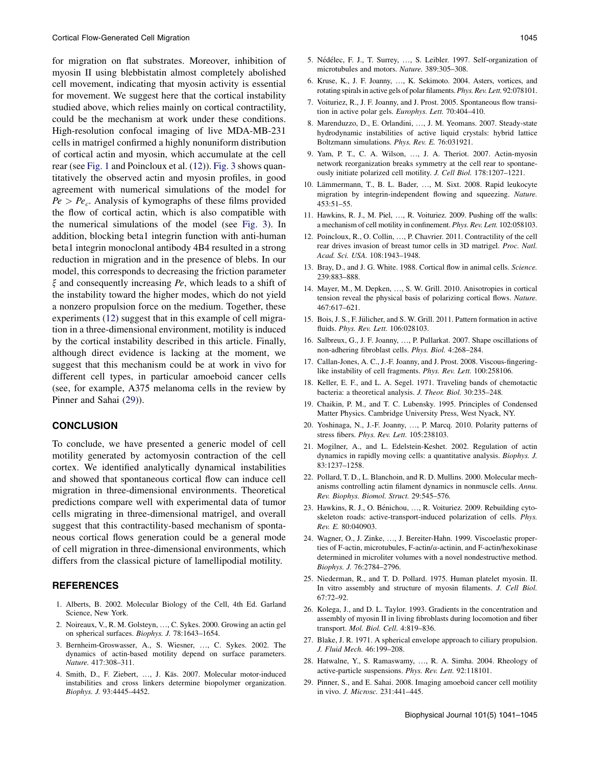for migration on flat substrates. Moreover, inhibition of myosin II using blebbistatin almost completely abolished cell movement, indicating that myosin activity is essential for movement. We suggest here that the cortical instability studied above, which relies mainly on cortical contractility, could be the mechanism at work under these conditions. High-resolution confocal imaging of live MDA-MB-231 cells in matrigel confirmed a highly nonuniform distribution of cortical actin and myosin, which accumulate at the cell rear (see Fig. 1 and Poincloux et al. (12)). Fig. 3 shows quantitatively the observed actin and myosin profiles, in good agreement with numerical simulations of the model for $Pe > Pe_c$. Analysis of kymographs of these films provided the flow of cortical actin, which is also compatible with the numerical simulations of the model (see Fig. 3). In addition, blocking beta1 integrin function with anti-human beta1 integrin monoclonal antibody 4B4 resulted in a strong reduction in migration and in the presence of blebs. In our model, this corresponds to decreasing the friction parameter $\xi$ and consequently increasing $Pe$, which leads to a shift of the instability toward the higher modes, which do not yield a nonzero propulsion force on the medium. Together, these experiments (12) suggest that in this example of cell migration in a three-dimensional environment, motility is induced by the cortical instability described in this article. Finally, although direct evidence is lacking at the moment, we suggest that this mechanism could be at work in vivo for different cell types, in particular amoeboid cancer cells (see, for example, A375 melanoma cells in the review by Pinner and Sahai (29)).

## CONCLUSION

To conclude, we have presented a generic model of cell motility generated by actomyosin contraction of the cell cortex. We identified analytically dynamical instabilities and showed that spontaneous cortical flow can induce cell migration in three-dimensional environments. Theoretical predictions compare well with experimental data of tumor cells migrating in three-dimensional matrigel, and overall suggest that this contractility-based mechanism of spontaneous cortical flows generation could be a general mode of cell migration in three-dimensional environments, which differs from the classical picture of lamellipodial motility.

## REFERENCES

1. Alberts, B. 2002. Molecular Biology of the Cell, 4th Ed. Garland Science, New York.
2. Noireaux, V., R. M. Golsteyn, …, C. Sykes. 2000. Growing an actin gel on spherical surfaces. *Biophys. J.* 78:1643–1654.
3. Bernheim-Groswasser, A., S. Wiesner, …, C. Sykes. 2002. The dynamics of actin-based motility depend on surface parameters. *Nature.* 417:308–311.
4. Smith, D., F. Ziebert, …, J. Käs. 2007. Molecular motor-induced instabilities and cross linkers determine biopolymer organization. *Biophys. J.* 93:4445–4452.
5. Nédélec, F. J., T. Surrey, …, S. Leibler. 1997. Self-organization of microtubules and motors. *Nature.* 389:305–308.
6. Kruse, K., J. F. Joanny, …, K. Sekimoto. 2004. Asters, vortices, and rotating spirals in active gels of polar filaments. *Phys. Rev. Lett.* 92:078101.
7. Voituriez, R., J. F. Joanny, and J. Prost. 2005. Spontaneous flow transition in active polar gels. *Europhys. Lett.* 70:404–410.
8. Marenduzzo, D., E. Orlandini, …, J. M. Yeomans. 2007. Steady-state hydrodynamic instabilities of active liquid crystals: hybrid lattice Boltzmann simulations. *Phys. Rev. E.* 76:031921.
9. Yam, P. T., C. A. Wilson, …, J. A. Theriot. 2007. Actin-myosin network reorganization breaks symmetry at the cell rear to spontaneously initiate polarized cell motility. *J. Cell Biol.* 178:1207–1221.
10. Lämmermann, T., B. L. Bader, …, M. Sixt. 2008. Rapid leukocyte migration by integrin-independent flowing and squeezing. *Nature.* 453:51–55.
11. Hawkins, R. J., M. Piel, …, R. Voituriez. 2009. Pushing off the walls: a mechanism of cell motility in confinement. *Phys. Rev. Lett.* 102:058103.
12. Poincloux, R., O. Collin, …, P. Chavrier. 2011. Contractility of the cell rear drives invasion of breast tumor cells in 3D matrigel. *Proc. Natl. Acad. Sci. USA.* 108:1943–1948.
13. Bray, D., and J. G. White. 1988. Cortical flow in animal cells. *Science.* 239:883–888.
14. Mayer, M., M. Depken, …, S. W. Grill. 2010. Anisotropies in cortical tension reveal the physical basis of polarizing cortical flows. *Nature.* 467:617–621.
15. Bois, J. S., F. Jülicher, and S. W. Grill. 2011. Pattern formation in active fluids. *Phys. Rev. Lett.* 106:028103.
16. Salbreux, G., J. F. Joanny, …, P. Pullarkat. 2007. Shape oscillations of non-adhering fibroblast cells. *Phys. Biol.* 4:268–284.
17. Callan-Jones, A. C., J.-F. Joanny, and J. Prost. 2008. Viscous-fingering-like instability of cell fragments. *Phys. Rev. Lett.* 100:258106.
18. Keller, E. F., and L. A. Segel. 1971. Traveling bands of chemotactic bacteria: a theoretical analysis. *J. Theor. Biol.* 30:235–248.
19. Chaikin, P. M., and T. C. Lubensky. 1995. Principles of Condensed Matter Physics. Cambridge University Press, West Nyack, NY.
20. Yoshinaga, N., J.-F. Joanny, …, P. Marcq. 2010. Polarity patterns of stress fibers. *Phys. Rev. Lett.* 105:238103.
21. Mogilner, A., and L. Edelstein-Keshet. 2002. Regulation of actin dynamics in rapidly moving cells: a quantitative analysis. *Biophys. J.* 83:1237–1258.
22. Pollard, T. D., L. Blanchoin, and R. D. Mullins. 2000. Molecular mechanisms controlling actin filament dynamics in nonmuscle cells. *Annu. Rev. Biophys. Biomol. Struct.* 29:545–576.
23. Hawkins, R. J., O. Bénichou, …, R. Voituriez. 2009. Rebuilding cytoskeleton roads: active-transport-induced polarization of cells. *Phys. Rev. E.* 80:040903.
24. Wagner, O., J. Zinke, …, J. Bereiter-Hahn. 1999. Viscoelastic properties of F-actin, microtubules, F-actin/$\alpha$-actinin, and F-actin/hexokinase determined in microliter volumes with a novel nondestructive method. *Biophys. J.* 76:2784–2796.
25. Niederman, R., and T. D. Pollard. 1975. Human platelet myosin. II. In vitro assembly and structure of myosin filaments. *J. Cell Biol.* 67:72–92.
26. Kolega, J., and D. L. Taylor. 1993. Gradients in the concentration and assembly of myosin II in living fibroblasts during locomotion and fiber transport. *Mol. Biol. Cell.* 4:819–836.
27. Blake, J. R. 1971. A spherical envelope approach to ciliary propulsion. *J. Fluid Mech.* 46:199–208.
28. Hatwalne, Y., S. Ramaswamy, …, R. A. Simha. 2004. Rheology of active-particle suspensions. *Phys. Rev. Lett.* 92:118101.
29. Pinner, S., and E. Sahai. 2008. Imaging amoeboid cancer cell motility in vivo. *J. Microsc.* 231:441–445.